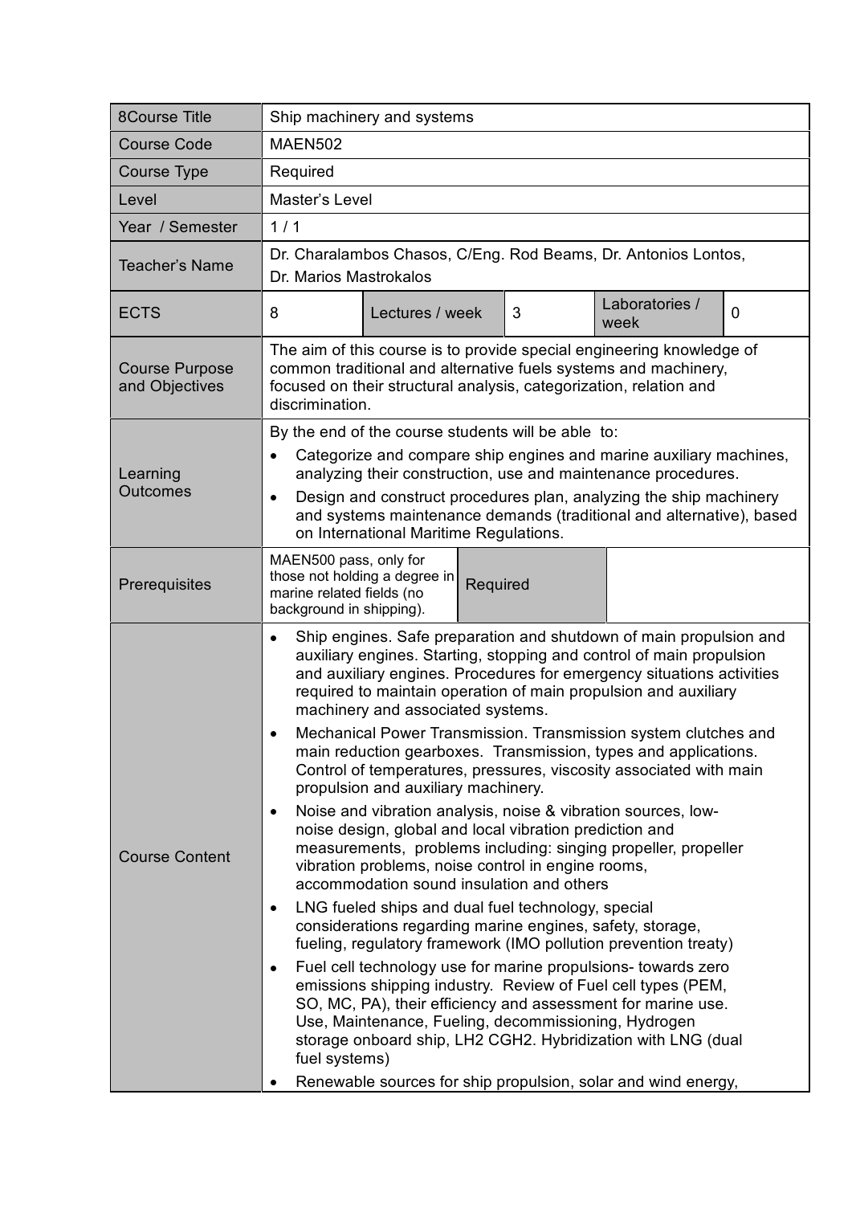| 8Course Title | Ship machinery and systems | | | | |
|---|---|---|---|---|---|
| Course Code | MAEN502 | | | | |
| Course Type | Required | | | | |
| Level | Master's Level | | | | |
| Year / Semester | 1 / 1 | | | | |
| Teacher's Name | Dr. Charalambos Chasos, C/Eng. Rod Beams, Dr. Antonios Lontos, Dr. Marios Mastrokalos | | | | |
| ECTS | 8 | Lectures / week | 3 | Laboratories / week | 0 |
| Course Purpose and Objectives | The aim of this course is to provide special engineering knowledge of common traditional and alternative fuels systems and machinery, focused on their structural analysis, categorization, relation and discrimination. | | | | |
| Learning Outcomes | By the end of the course students will be able to:<br>• Categorize and compare ship engines and marine auxiliary machines, analyzing their construction, use and maintenance procedures.<br>• Design and construct procedures plan, analyzing the ship machinery and systems maintenance demands (traditional and alternative), based on International Maritime Regulations. | | | | |
| Prerequisites | MAEN500 pass, only for those not holding a degree in marine related fields (no background in shipping). | Required | | | |
| Course Content | • Ship engines. Safe preparation and shutdown of main propulsion and auxiliary engines. Starting, stopping and control of main propulsion and auxiliary engines. Procedures for emergency situations activities required to maintain operation of main propulsion and auxiliary machinery and associated systems.<br>• Mechanical Power Transmission. Transmission system clutches and main reduction gearboxes. Transmission, types and applications. Control of temperatures, pressures, viscosity associated with main propulsion and auxiliary machinery.<br>• Noise and vibration analysis, noise & vibration sources, low-noise design, global and local vibration prediction and measurements, problems including: singing propeller, propeller vibration problems, noise control in engine rooms, accommodation sound insulation and others<br>• LNG fueled ships and dual fuel technology, special considerations regarding marine engines, safety, storage, fueling, regulatory framework (IMO pollution prevention treaty)<br>• Fuel cell technology use for marine propulsions- towards zero emissions shipping industry. Review of Fuel cell types (PEM, SO, MC, PA), their efficiency and assessment for marine use. Use, Maintenance, Fueling, decommissioning, Hydrogen storage onboard ship, LH2 CGH2. Hybridization with LNG (dual fuel systems)<br>• Renewable sources for ship propulsion, solar and wind energy, | | | | |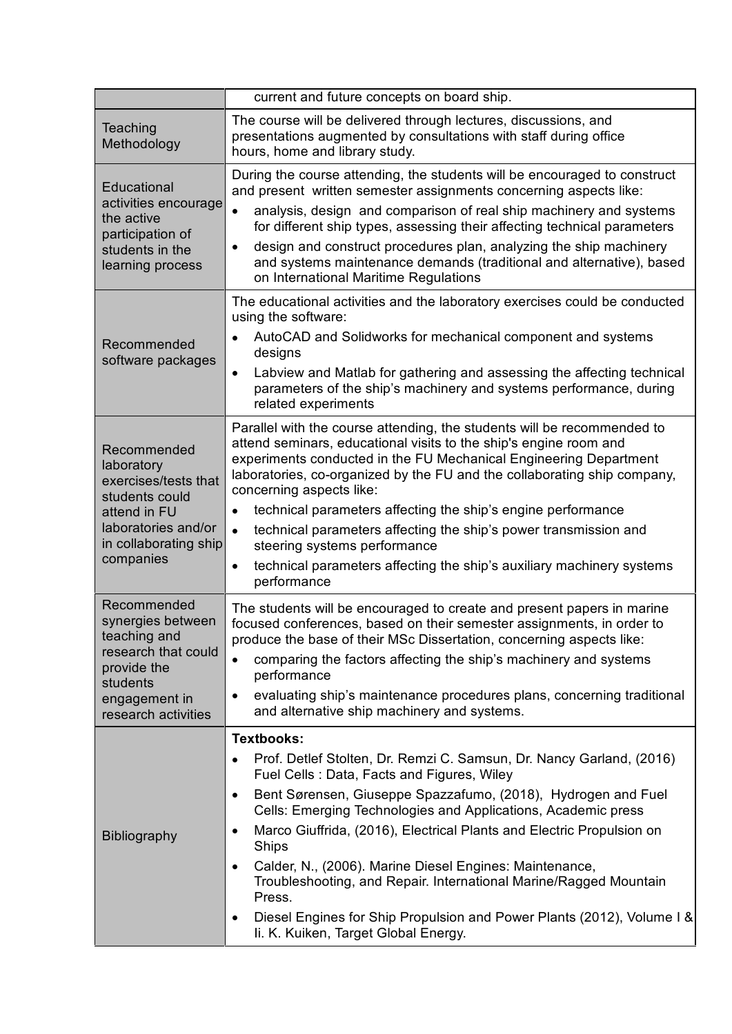| | |
|---|---|
| | current and future concepts on board ship. |
| Teaching Methodology | The course will be delivered through lectures, discussions, and presentations augmented by consultations with staff during office hours, home and library study. |
| Educational activities encourage the active participation of students in the learning process | During the course attending, the students will be encouraged to construct and present written semester assignments concerning aspects like:<br>• analysis, design and comparison of real ship machinery and systems for different ship types, assessing their affecting technical parameters<br>• design and construct procedures plan, analyzing the ship machinery and systems maintenance demands (traditional and alternative), based on International Maritime Regulations |
| Recommended software packages | The educational activities and the laboratory exercises could be conducted using the software:<br>• AutoCAD and Solidworks for mechanical component and systems designs<br>• Labview and Matlab for gathering and assessing the affecting technical parameters of the ship's machinery and systems performance, during related experiments |
| Recommended laboratory exercises/tests that students could attend in FU laboratories and/or in collaborating ship companies | Parallel with the course attending, the students will be recommended to attend seminars, educational visits to the ship's engine room and experiments conducted in the FU Mechanical Engineering Department laboratories, co-organized by the FU and the collaborating ship company, concerning aspects like:<br>• technical parameters affecting the ship's engine performance<br>• technical parameters affecting the ship's power transmission and steering systems performance<br>• technical parameters affecting the ship's auxiliary machinery systems performance |
| Recommended synergies between teaching and research that could provide the students engagement in research activities | The students will be encouraged to create and present papers in marine focused conferences, based on their semester assignments, in order to produce the base of their MSc Dissertation, concerning aspects like:<br>• comparing the factors affecting the ship's machinery and systems performance<br>• evaluating ship's maintenance procedures plans, concerning traditional and alternative ship machinery and systems. |
| Bibliography | **Textbooks:**<br>• Prof. Detlef Stolten, Dr. Remzi C. Samsun, Dr. Nancy Garland, (2016) Fuel Cells : Data, Facts and Figures, Wiley<br>• Bent Sørensen, Giuseppe Spazzafumo, (2018), Hydrogen and Fuel Cells: Emerging Technologies and Applications, Academic press<br>• Marco Giuffrida, (2016), Electrical Plants and Electric Propulsion on Ships<br>• Calder, N., (2006). Marine Diesel Engines: Maintenance, Troubleshooting, and Repair. International Marine/Ragged Mountain Press.<br>• Diesel Engines for Ship Propulsion and Power Plants (2012), Volume I & Ii. K. Kuiken, Target Global Energy. |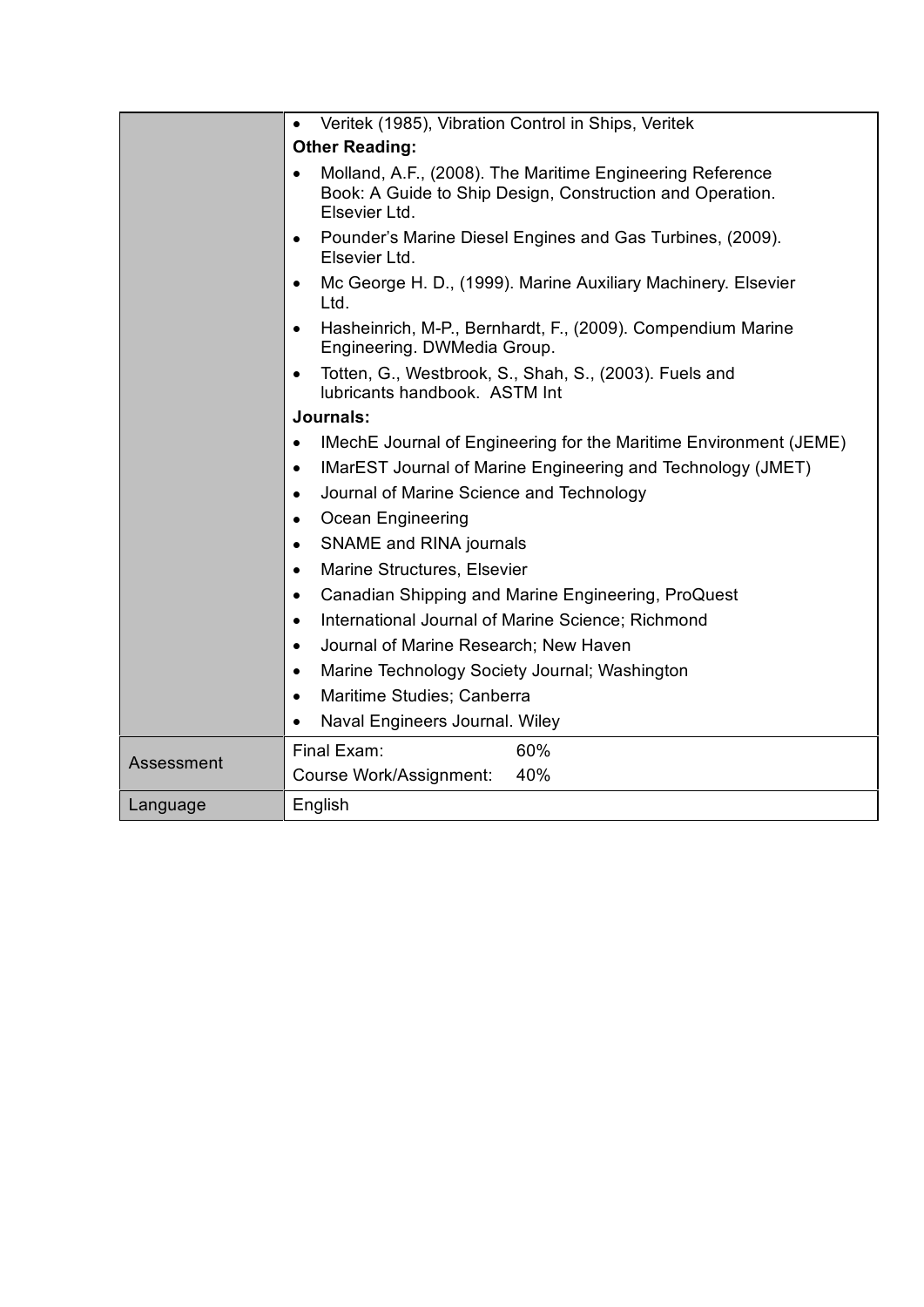| | |
|---|---|
| | • Veritek (1985), Vibration Control in Ships, Veritek<br>**Other Reading:**<br>• Molland, A.F., (2008). The Maritime Engineering Reference Book: A Guide to Ship Design, Construction and Operation. Elsevier Ltd.<br>• Pounder's Marine Diesel Engines and Gas Turbines, (2009). Elsevier Ltd.<br>• Mc George H. D., (1999). Marine Auxiliary Machinery. Elsevier Ltd.<br>• Hasheinrich, M-P., Bernhardt, F., (2009). Compendium Marine Engineering. DWMedia Group.<br>• Totten, G., Westbrook, S., Shah, S., (2003). Fuels and lubricants handbook. ASTM Int<br>**Journals:**<br>• IMechE Journal of Engineering for the Maritime Environment (JEME)<br>• IMarEST Journal of Marine Engineering and Technology (JMET)<br>• Journal of Marine Science and Technology<br>• Ocean Engineering<br>• SNAME and RINA journals<br>• Marine Structures, Elsevier<br>• Canadian Shipping and Marine Engineering, ProQuest<br>• International Journal of Marine Science; Richmond<br>• Journal of Marine Research; New Haven<br>• Marine Technology Society Journal; Washington<br>• Maritime Studies; Canberra<br>• Naval Engineers Journal. Wiley |
| Assessment | Final Exam: 60%<br>Course Work/Assignment: 40% |
| Language | English |